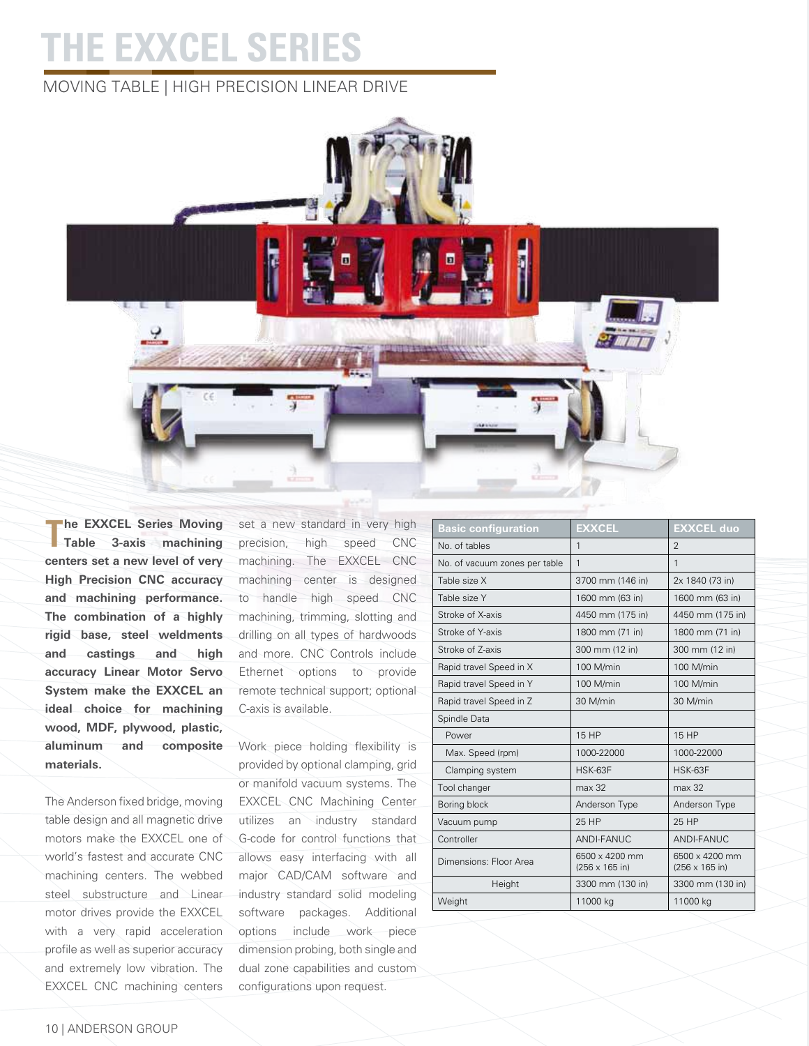# THE EXXCEL SERIES

## MOVING TABLE | HIGH PRECISION LINEAR DRIVE

**The EXXCEL Series Moving Table 3-axis machining centers set a new level of very High Precision CNC accuracy and machining performance. The combination of a highly rigid base, steel weldments and castings and high accuracy Linear Motor Servo System make the EXXCEL an ideal choice for machining wood, MDF, plywood, plastic, aluminum and composite materials.**

The Anderson fixed bridge, moving table design and all magnetic drive motors make the EXXCEL one of world's fastest and accurate CNC machining centers. The webbed steel substructure and Linear motor drives provide the EXXCEL with a very rapid acceleration profile as well as superior accuracy and extremely low vibration. The EXXCEL CNC machining centers set a new standard in very high precision, high speed CNC machining. The EXXCEL CNC machining center is designed to handle high speed CNC machining, trimming, slotting and drilling on all types of hardwoods and more. CNC Controls include Ethernet options to provide remote technical support; optional C-axis is available.

Work piece holding flexibility is provided by optional clamping, grid or manifold vacuum systems. The EXXCEL CNC Machining Center utilizes an industry standard G-code for control functions that allows easy interfacing with all major CAD/CAM software and industry standard solid modeling software packages. Additional options include work piece dimension probing, both single and dual zone capabilities and custom configurations upon request.

| Basic configuration | EXXCEL | EXXCEL duo |
|---|---|---|
| No. of tables | 1 | 2 |
| No. of vacuum zones per table | 1 | 1 |
| Table size X | 3700 mm (146 in) | 2x 1840 (73 in) |
| Table size Y | 1600 mm (63 in) | 1600 mm (63 in) |
| Stroke of X-axis | 4450 mm (175 in) | 4450 mm (175 in) |
| Stroke of Y-axis | 1800 mm (71 in) | 1800 mm (71 in) |
| Stroke of Z-axis | 300 mm (12 in) | 300 mm (12 in) |
| Rapid travel Speed in X | 100 M/min | 100 M/min |
| Rapid travel Speed in Y | 100 M/min | 100 M/min |
| Rapid travel Speed in Z | 30 M/min | 30 M/min |
| Spindle Data | | |
| Power | 15 HP | 15 HP |
| Max. Speed (rpm) | 1000-22000 | 1000-22000 |
| Clamping system | HSK-63F | HSK-63F |
| Tool changer | max 32 | max 32 |
| Boring block | Anderson Type | Anderson Type |
| Vacuum pump | 25 HP | 25 HP |
| Controller | ANDI-FANUC | ANDI-FANUC |
| Dimensions: Floor Area | 6500 x 4200 mm (256 x 165 in) | 6500 x 4200 mm (256 x 165 in) |
| Height | 3300 mm (130 in) | 3300 mm (130 in) |
| Weight | 11000 kg | 11000 kg |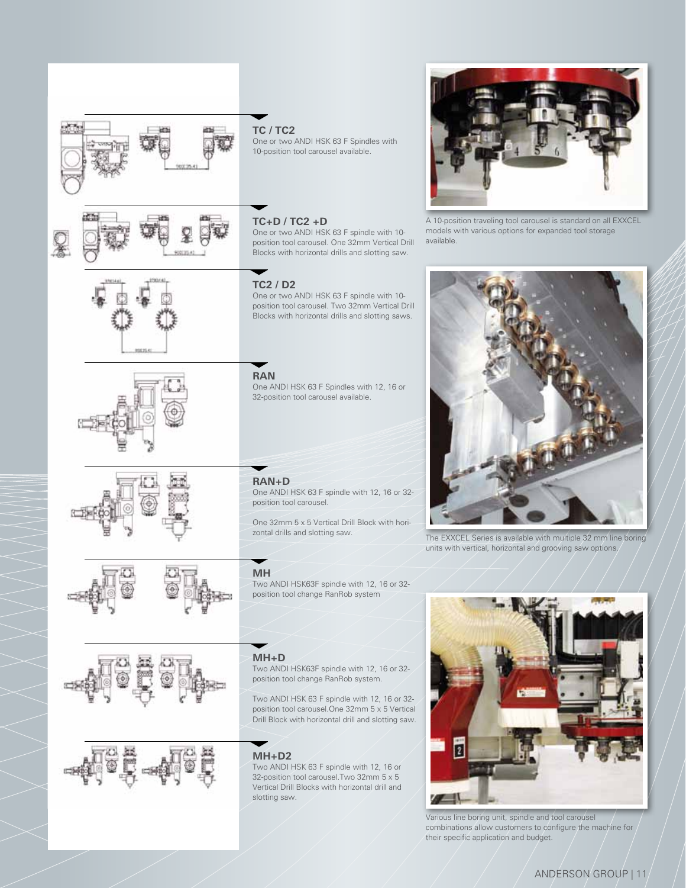### TC / TC2

One or two ANDI HSK 63 F Spindles with 10-position tool carousel available.

### TC+D / TC2 +D

One or two ANDI HSK 63 F spindle with 10-position tool carousel. One 32mm Vertical Drill Blocks with horizontal drills and slotting saw.

### TC2 / D2

One or two ANDI HSK 63 F spindle with 10-position tool carousel. Two 32mm Vertical Drill Blocks with horizontal drills and slotting saws.

### RAN

One ANDI HSK 63 F Spindles with 12, 16 or 32-position tool carousel available.

### RAN+D

One ANDI HSK 63 F spindle with 12, 16 or 32-position tool carousel.

One 32mm 5 x 5 Vertical Drill Block with horizontal drills and slotting saw.

### MH

Two ANDI HSK63F spindle with 12, 16 or 32-position tool change RanRob system

### MH+D

Two ANDI HSK63F spindle with 12, 16 or 32-position tool change RanRob system.

Two ANDI HSK 63 F spindle with 12, 16 or 32-position tool carousel.One 32mm 5 x 5 Vertical Drill Block with horizontal drill and slotting saw.

### MH+D2

Two ANDI HSK 63 F spindle with 12, 16 or 32-position tool carousel.Two 32mm 5 x 5 Vertical Drill Blocks with horizontal drill and slotting saw.

A 10-position traveling tool carousel is standard on all EXXCEL models with various options for expanded tool storage available.

The EXXCEL Series is available with multiple 32 mm line boring units with vertical, horizontal and grooving saw options.

Various line boring unit, spindle and tool carousel combinations allow customers to configure the machine for their specific application and budget.